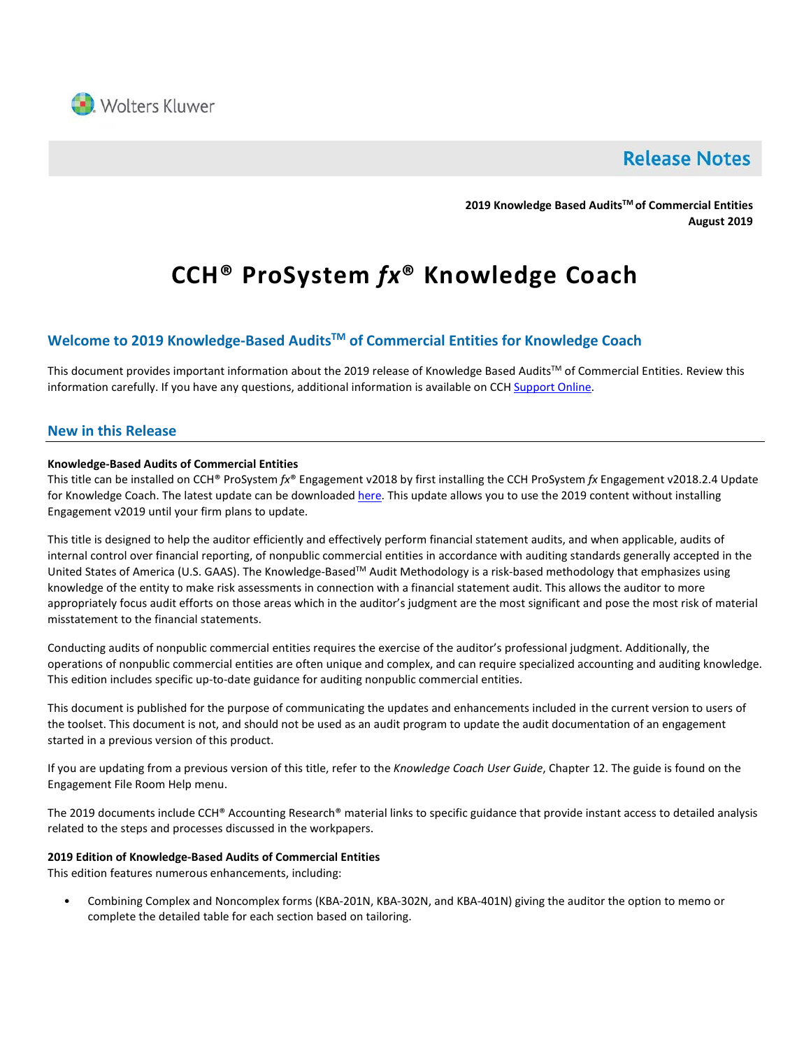Wolters Kluwer

# Release Notes

**2019 Knowledge Based Audits™ of Commercial Entities**
**August 2019**

# CCH® ProSystem *fx*® Knowledge Coach

## Welcome to 2019 Knowledge-Based Audits™ of Commercial Entities for Knowledge Coach

This document provides important information about the 2019 release of Knowledge Based Audits™ of Commercial Entities. Review this information carefully. If you have any questions, additional information is available on CCH Support Online.

## New in this Release

**Knowledge-Based Audits of Commercial Entities**

This title can be installed on CCH® ProSystem *fx*® Engagement v2018 by first installing the CCH ProSystem *fx* Engagement v2018.2.4 Update for Knowledge Coach. The latest update can be downloaded here. This update allows you to use the 2019 content without installing Engagement v2019 until your firm plans to update.

This title is designed to help the auditor efficiently and effectively perform financial statement audits, and when applicable, audits of internal control over financial reporting, of nonpublic commercial entities in accordance with auditing standards generally accepted in the United States of America (U.S. GAAS). The Knowledge-Based™ Audit Methodology is a risk-based methodology that emphasizes using knowledge of the entity to make risk assessments in connection with a financial statement audit. This allows the auditor to more appropriately focus audit efforts on those areas which in the auditor's judgment are the most significant and pose the most risk of material misstatement to the financial statements.

Conducting audits of nonpublic commercial entities requires the exercise of the auditor's professional judgment. Additionally, the operations of nonpublic commercial entities are often unique and complex, and can require specialized accounting and auditing knowledge. This edition includes specific up-to-date guidance for auditing nonpublic commercial entities.

This document is published for the purpose of communicating the updates and enhancements included in the current version to users of the toolset. This document is not, and should not be used as an audit program to update the audit documentation of an engagement started in a previous version of this product.

If you are updating from a previous version of this title, refer to the *Knowledge Coach User Guide*, Chapter 12. The guide is found on the Engagement File Room Help menu.

The 2019 documents include CCH® Accounting Research® material links to specific guidance that provide instant access to detailed analysis related to the steps and processes discussed in the workpapers.

**2019 Edition of Knowledge-Based Audits of Commercial Entities**

This edition features numerous enhancements, including:

- Combining Complex and Noncomplex forms (KBA-201N, KBA-302N, and KBA-401N) giving the auditor the option to memo or complete the detailed table for each section based on tailoring.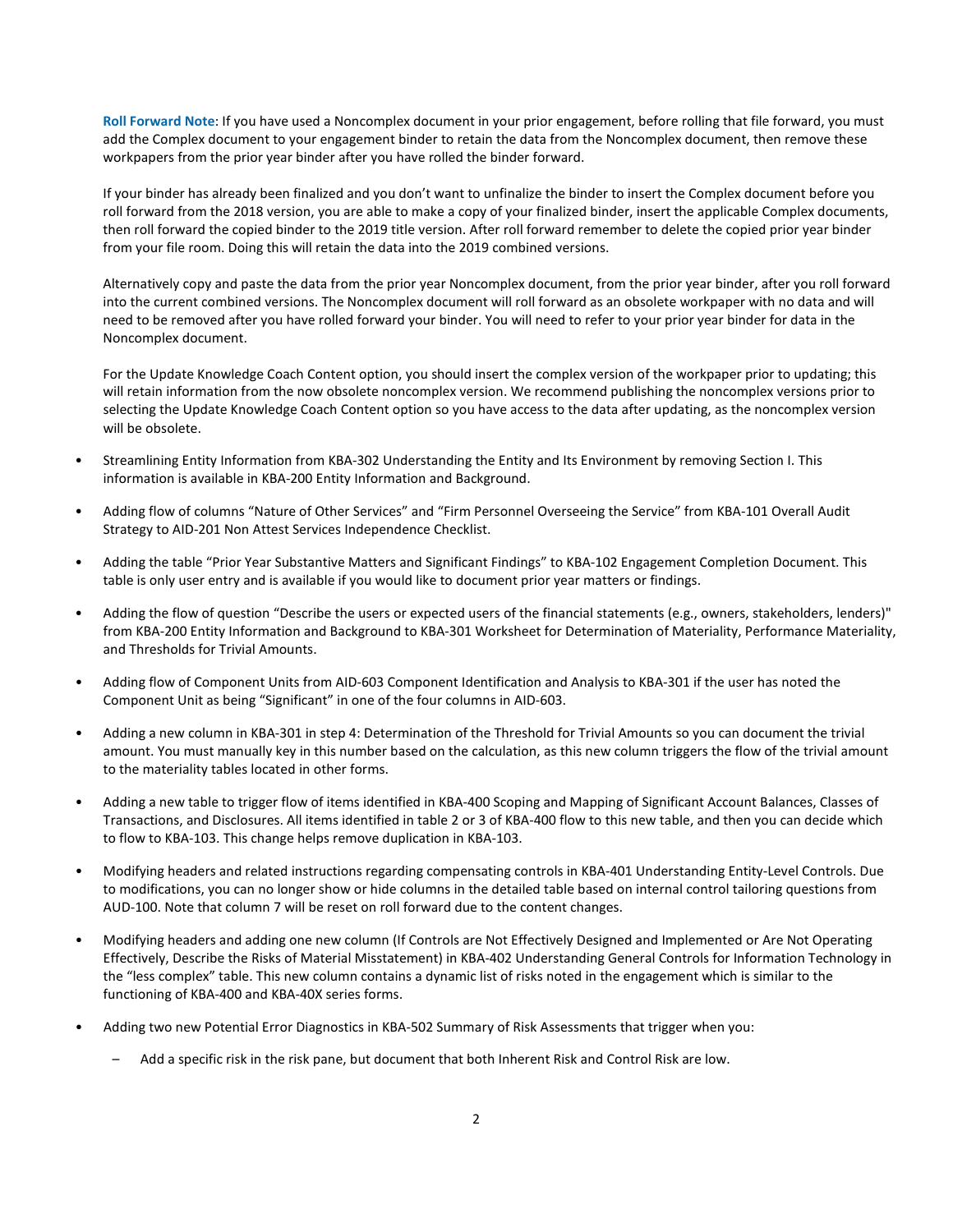**Roll Forward Note**: If you have used a Noncomplex document in your prior engagement, before rolling that file forward, you must add the Complex document to your engagement binder to retain the data from the Noncomplex document, then remove these workpapers from the prior year binder after you have rolled the binder forward.

If your binder has already been finalized and you don't want to unfinalize the binder to insert the Complex document before you roll forward from the 2018 version, you are able to make a copy of your finalized binder, insert the applicable Complex documents, then roll forward the copied binder to the 2019 title version. After roll forward remember to delete the copied prior year binder from your file room. Doing this will retain the data into the 2019 combined versions.

Alternatively copy and paste the data from the prior year Noncomplex document, from the prior year binder, after you roll forward into the current combined versions. The Noncomplex document will roll forward as an obsolete workpaper with no data and will need to be removed after you have rolled forward your binder. You will need to refer to your prior year binder for data in the Noncomplex document.

For the Update Knowledge Coach Content option, you should insert the complex version of the workpaper prior to updating; this will retain information from the now obsolete noncomplex version. We recommend publishing the noncomplex versions prior to selecting the Update Knowledge Coach Content option so you have access to the data after updating, as the noncomplex version will be obsolete.

- Streamlining Entity Information from KBA-302 Understanding the Entity and Its Environment by removing Section I. This information is available in KBA-200 Entity Information and Background.
- Adding flow of columns "Nature of Other Services" and "Firm Personnel Overseeing the Service" from KBA-101 Overall Audit Strategy to AID-201 Non Attest Services Independence Checklist.
- Adding the table "Prior Year Substantive Matters and Significant Findings" to KBA-102 Engagement Completion Document. This table is only user entry and is available if you would like to document prior year matters or findings.
- Adding the flow of question "Describe the users or expected users of the financial statements (e.g., owners, stakeholders, lenders)" from KBA-200 Entity Information and Background to KBA-301 Worksheet for Determination of Materiality, Performance Materiality, and Thresholds for Trivial Amounts.
- Adding flow of Component Units from AID-603 Component Identification and Analysis to KBA-301 if the user has noted the Component Unit as being "Significant" in one of the four columns in AID-603.
- Adding a new column in KBA-301 in step 4: Determination of the Threshold for Trivial Amounts so you can document the trivial amount. You must manually key in this number based on the calculation, as this new column triggers the flow of the trivial amount to the materiality tables located in other forms.
- Adding a new table to trigger flow of items identified in KBA-400 Scoping and Mapping of Significant Account Balances, Classes of Transactions, and Disclosures. All items identified in table 2 or 3 of KBA-400 flow to this new table, and then you can decide which to flow to KBA-103. This change helps remove duplication in KBA-103.
- Modifying headers and related instructions regarding compensating controls in KBA-401 Understanding Entity-Level Controls. Due to modifications, you can no longer show or hide columns in the detailed table based on internal control tailoring questions from AUD-100. Note that column 7 will be reset on roll forward due to the content changes.
- Modifying headers and adding one new column (If Controls are Not Effectively Designed and Implemented or Are Not Operating Effectively, Describe the Risks of Material Misstatement) in KBA-402 Understanding General Controls for Information Technology in the "less complex" table. This new column contains a dynamic list of risks noted in the engagement which is similar to the functioning of KBA-400 and KBA-40X series forms.
- Adding two new Potential Error Diagnostics in KBA-502 Summary of Risk Assessments that trigger when you:
  - Add a specific risk in the risk pane, but document that both Inherent Risk and Control Risk are low.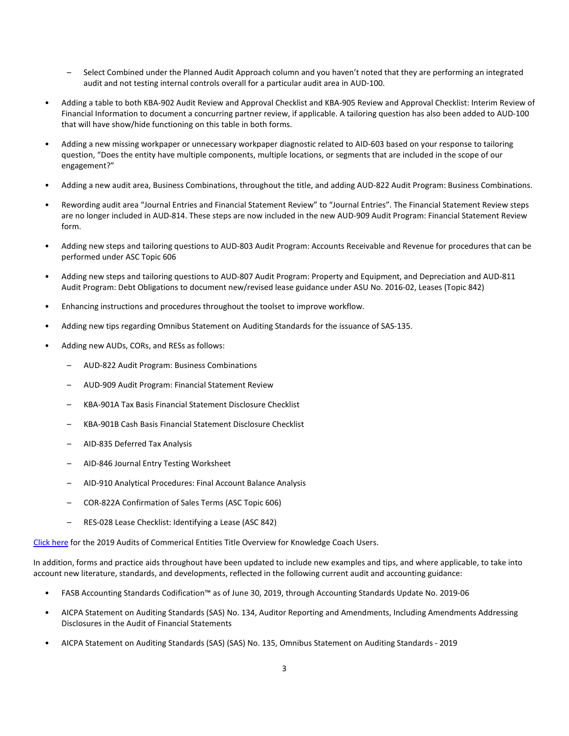- Select Combined under the Planned Audit Approach column and you haven't noted that they are performing an integrated audit and not testing internal controls overall for a particular audit area in AUD-100.

- Adding a table to both KBA-902 Audit Review and Approval Checklist and KBA-905 Review and Approval Checklist: Interim Review of Financial Information to document a concurring partner review, if applicable. A tailoring question has also been added to AUD-100 that will have show/hide functioning on this table in both forms.

- Adding a new missing workpaper or unnecessary workpaper diagnostic related to AID-603 based on your response to tailoring question, "Does the entity have multiple components, multiple locations, or segments that are included in the scope of our engagement?"

- Adding a new audit area, Business Combinations, throughout the title, and adding AUD-822 Audit Program: Business Combinations.

- Rewording audit area "Journal Entries and Financial Statement Review" to "Journal Entries". The Financial Statement Review steps are no longer included in AUD-814. These steps are now included in the new AUD-909 Audit Program: Financial Statement Review form.

- Adding new steps and tailoring questions to AUD-803 Audit Program: Accounts Receivable and Revenue for procedures that can be performed under ASC Topic 606

- Adding new steps and tailoring questions to AUD-807 Audit Program: Property and Equipment, and Depreciation and AUD-811 Audit Program: Debt Obligations to document new/revised lease guidance under ASU No. 2016-02, Leases (Topic 842)

- Enhancing instructions and procedures throughout the toolset to improve workflow.

- Adding new tips regarding Omnibus Statement on Auditing Standards for the issuance of SAS-135.

- Adding new AUDs, CORs, and RESs as follows:
  - AUD-822 Audit Program: Business Combinations
  - AUD-909 Audit Program: Financial Statement Review
  - KBA-901A Tax Basis Financial Statement Disclosure Checklist
  - KBA-901B Cash Basis Financial Statement Disclosure Checklist
  - AID-835 Deferred Tax Analysis
  - AID-846 Journal Entry Testing Worksheet
  - AID-910 Analytical Procedures: Final Account Balance Analysis
  - COR-822A Confirmation of Sales Terms (ASC Topic 606)
  - RES-028 Lease Checklist: Identifying a Lease (ASC 842)

Click here for the 2019 Audits of Commerical Entities Title Overview for Knowledge Coach Users.

In addition, forms and practice aids throughout have been updated to include new examples and tips, and where applicable, to take into account new literature, standards, and developments, reflected in the following current audit and accounting guidance:

- FASB Accounting Standards Codification™ as of June 30, 2019, through Accounting Standards Update No. 2019-06

- AICPA Statement on Auditing Standards (SAS) No. 134, Auditor Reporting and Amendments, Including Amendments Addressing Disclosures in the Audit of Financial Statements

- AICPA Statement on Auditing Standards (SAS) (SAS) No. 135, Omnibus Statement on Auditing Standards - 2019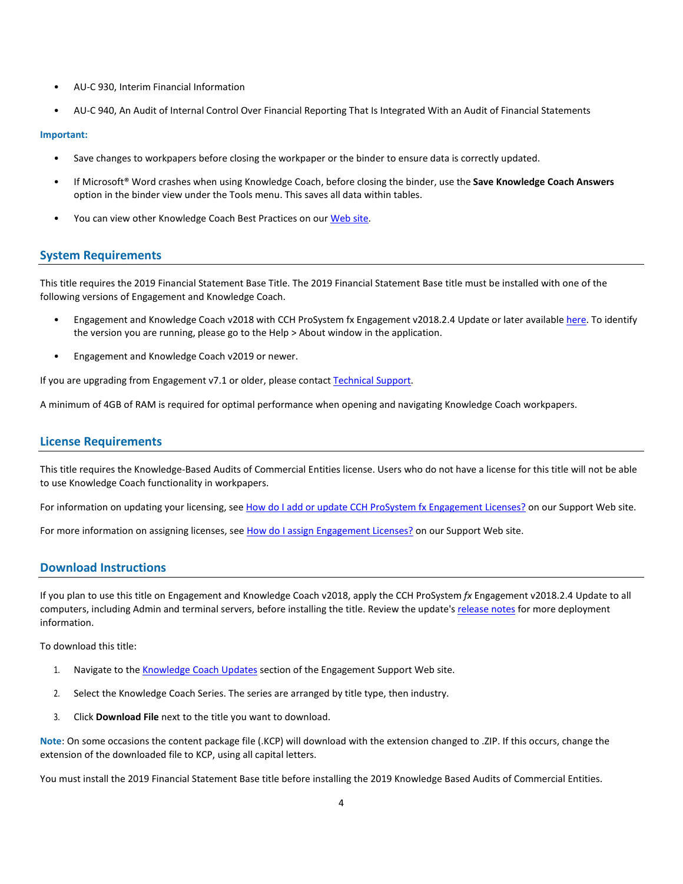- AU-C 930, Interim Financial Information
- AU-C 940, An Audit of Internal Control Over Financial Reporting That Is Integrated With an Audit of Financial Statements

**Important:**

- Save changes to workpapers before closing the workpaper or the binder to ensure data is correctly updated.
- If Microsoft® Word crashes when using Knowledge Coach, before closing the binder, use the **Save Knowledge Coach Answers** option in the binder view under the Tools menu. This saves all data within tables.
- You can view other Knowledge Coach Best Practices on our Web site.

## System Requirements

This title requires the 2019 Financial Statement Base Title. The 2019 Financial Statement Base title must be installed with one of the following versions of Engagement and Knowledge Coach.

- Engagement and Knowledge Coach v2018 with CCH ProSystem fx Engagement v2018.2.4 Update or later available here. To identify the version you are running, please go to the Help > About window in the application.
- Engagement and Knowledge Coach v2019 or newer.

If you are upgrading from Engagement v7.1 or older, please contact Technical Support.

A minimum of 4GB of RAM is required for optimal performance when opening and navigating Knowledge Coach workpapers.

## License Requirements

This title requires the Knowledge-Based Audits of Commercial Entities license. Users who do not have a license for this title will not be able to use Knowledge Coach functionality in workpapers.

For information on updating your licensing, see How do I add or update CCH ProSystem fx Engagement Licenses? on our Support Web site.

For more information on assigning licenses, see How do I assign Engagement Licenses? on our Support Web site.

## Download Instructions

If you plan to use this title on Engagement and Knowledge Coach v2018, apply the CCH ProSystem *fx* Engagement v2018.2.4 Update to all computers, including Admin and terminal servers, before installing the title. Review the update's release notes for more deployment information.

To download this title:

1. Navigate to the Knowledge Coach Updates section of the Engagement Support Web site.
2. Select the Knowledge Coach Series. The series are arranged by title type, then industry.
3. Click **Download File** next to the title you want to download.

**Note**: On some occasions the content package file (.KCP) will download with the extension changed to .ZIP. If this occurs, change the extension of the downloaded file to KCP, using all capital letters.

You must install the 2019 Financial Statement Base title before installing the 2019 Knowledge Based Audits of Commercial Entities.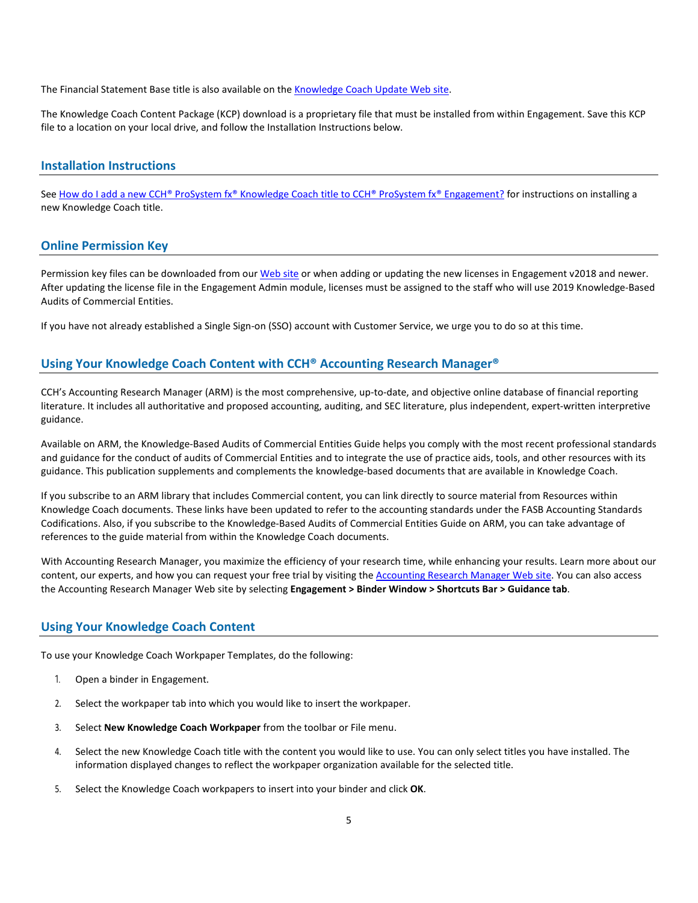The Financial Statement Base title is also available on the [Knowledge Coach Update Web site](#).

The Knowledge Coach Content Package (KCP) download is a proprietary file that must be installed from within Engagement. Save this KCP file to a location on your local drive, and follow the Installation Instructions below.

## Installation Instructions

See [How do I add a new CCH® ProSystem fx® Knowledge Coach title to CCH® ProSystem fx® Engagement?](#) for instructions on installing a new Knowledge Coach title.

## Online Permission Key

Permission key files can be downloaded from our [Web site](#) or when adding or updating the new licenses in Engagement v2018 and newer. After updating the license file in the Engagement Admin module, licenses must be assigned to the staff who will use 2019 Knowledge-Based Audits of Commercial Entities.

If you have not already established a Single Sign-on (SSO) account with Customer Service, we urge you to do so at this time.

## Using Your Knowledge Coach Content with CCH® Accounting Research Manager®

CCH's Accounting Research Manager (ARM) is the most comprehensive, up-to-date, and objective online database of financial reporting literature. It includes all authoritative and proposed accounting, auditing, and SEC literature, plus independent, expert-written interpretive guidance.

Available on ARM, the Knowledge-Based Audits of Commercial Entities Guide helps you comply with the most recent professional standards and guidance for the conduct of audits of Commercial Entities and to integrate the use of practice aids, tools, and other resources with its guidance. This publication supplements and complements the knowledge-based documents that are available in Knowledge Coach.

If you subscribe to an ARM library that includes Commercial content, you can link directly to source material from Resources within Knowledge Coach documents. These links have been updated to refer to the accounting standards under the FASB Accounting Standards Codifications. Also, if you subscribe to the Knowledge-Based Audits of Commercial Entities Guide on ARM, you can take advantage of references to the guide material from within the Knowledge Coach documents.

With Accounting Research Manager, you maximize the efficiency of your research time, while enhancing your results. Learn more about our content, our experts, and how you can request your free trial by visiting the [Accounting Research Manager Web site](#). You can also access the Accounting Research Manager Web site by selecting **Engagement > Binder Window > Shortcuts Bar > Guidance tab**.

## Using Your Knowledge Coach Content

To use your Knowledge Coach Workpaper Templates, do the following:

1. Open a binder in Engagement.
2. Select the workpaper tab into which you would like to insert the workpaper.
3. Select **New Knowledge Coach Workpaper** from the toolbar or File menu.
4. Select the new Knowledge Coach title with the content you would like to use. You can only select titles you have installed. The information displayed changes to reflect the workpaper organization available for the selected title.
5. Select the Knowledge Coach workpapers to insert into your binder and click **OK**.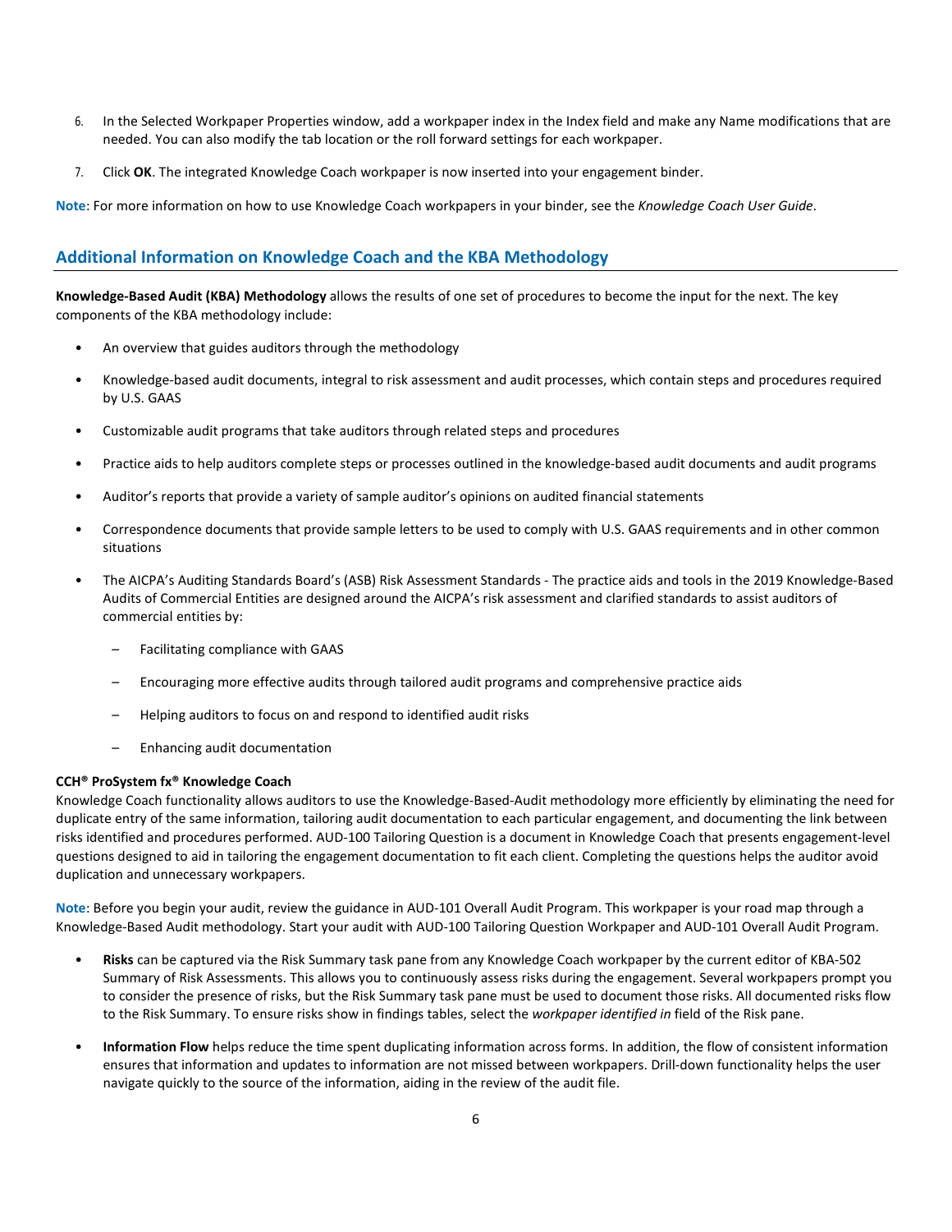6. In the Selected Workpaper Properties window, add a workpaper index in the Index field and make any Name modifications that are needed. You can also modify the tab location or the roll forward settings for each workpaper.
7. Click **OK**. The integrated Knowledge Coach workpaper is now inserted into your engagement binder.

**Note**: For more information on how to use Knowledge Coach workpapers in your binder, see the *Knowledge Coach User Guide*.

## Additional Information on Knowledge Coach and the KBA Methodology

**Knowledge-Based Audit (KBA) Methodology** allows the results of one set of procedures to become the input for the next. The key components of the KBA methodology include:

- An overview that guides auditors through the methodology
- Knowledge-based audit documents, integral to risk assessment and audit processes, which contain steps and procedures required by U.S. GAAS
- Customizable audit programs that take auditors through related steps and procedures
- Practice aids to help auditors complete steps or processes outlined in the knowledge-based audit documents and audit programs
- Auditor's reports that provide a variety of sample auditor's opinions on audited financial statements
- Correspondence documents that provide sample letters to be used to comply with U.S. GAAS requirements and in other common situations
- The AICPA's Auditing Standards Board's (ASB) Risk Assessment Standards - The practice aids and tools in the 2019 Knowledge-Based Audits of Commercial Entities are designed around the AICPA's risk assessment and clarified standards to assist auditors of commercial entities by:
  - Facilitating compliance with GAAS
  - Encouraging more effective audits through tailored audit programs and comprehensive practice aids
  - Helping auditors to focus on and respond to identified audit risks
  - Enhancing audit documentation

**CCH® ProSystem fx® Knowledge Coach**

Knowledge Coach functionality allows auditors to use the Knowledge-Based-Audit methodology more efficiently by eliminating the need for duplicate entry of the same information, tailoring audit documentation to each particular engagement, and documenting the link between risks identified and procedures performed. AUD-100 Tailoring Question is a document in Knowledge Coach that presents engagement-level questions designed to aid in tailoring the engagement documentation to fit each client. Completing the questions helps the auditor avoid duplication and unnecessary workpapers.

**Note**: Before you begin your audit, review the guidance in AUD-101 Overall Audit Program. This workpaper is your road map through a Knowledge-Based Audit methodology. Start your audit with AUD-100 Tailoring Question Workpaper and AUD-101 Overall Audit Program.

- **Risks** can be captured via the Risk Summary task pane from any Knowledge Coach workpaper by the current editor of KBA-502 Summary of Risk Assessments. This allows you to continuously assess risks during the engagement. Several workpapers prompt you to consider the presence of risks, but the Risk Summary task pane must be used to document those risks. All documented risks flow to the Risk Summary. To ensure risks show in findings tables, select the *workpaper identified in* field of the Risk pane.
- **Information Flow** helps reduce the time spent duplicating information across forms. In addition, the flow of consistent information ensures that information and updates to information are not missed between workpapers. Drill-down functionality helps the user navigate quickly to the source of the information, aiding in the review of the audit file.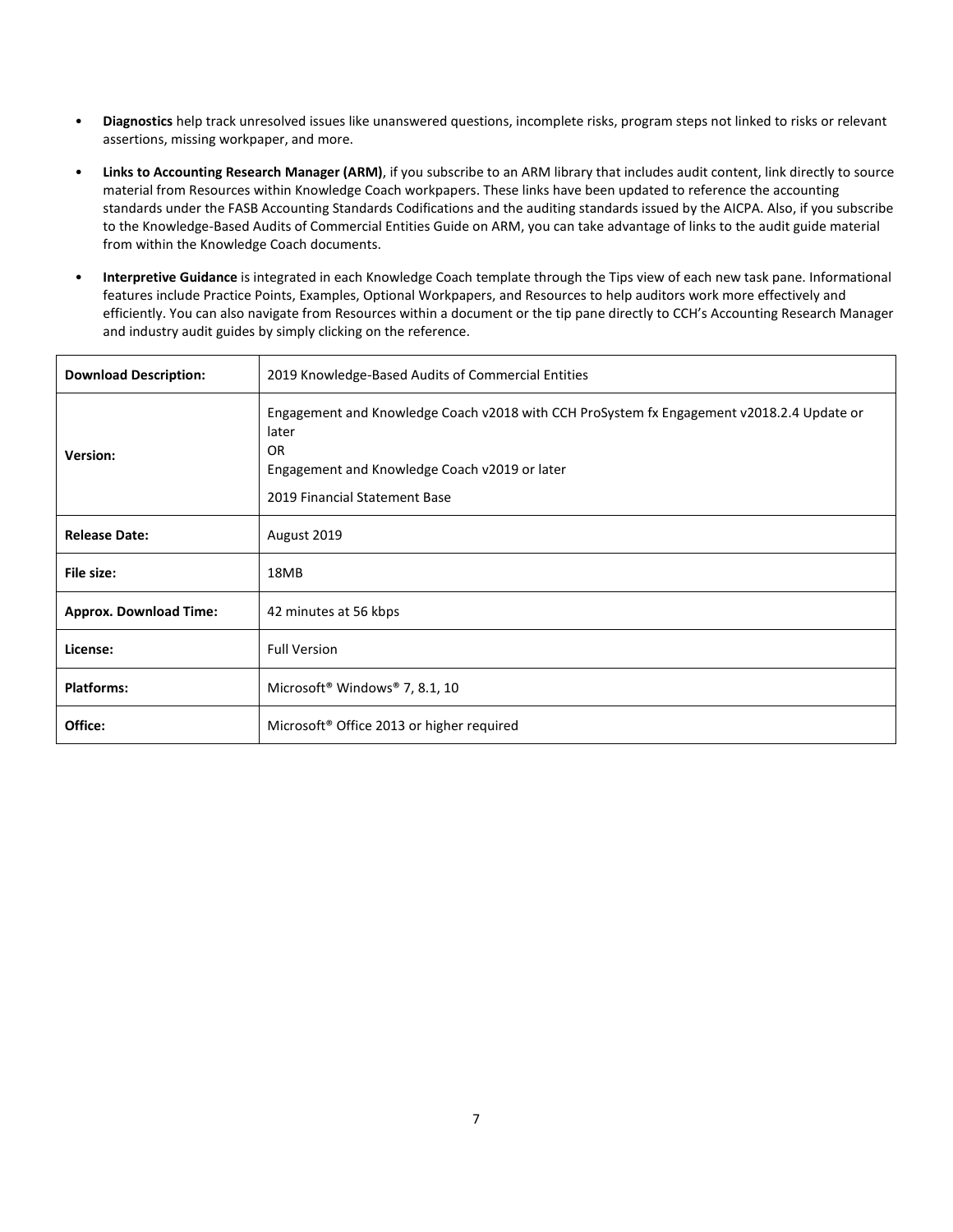- **Diagnostics** help track unresolved issues like unanswered questions, incomplete risks, program steps not linked to risks or relevant assertions, missing workpaper, and more.

- **Links to Accounting Research Manager (ARM)**, if you subscribe to an ARM library that includes audit content, link directly to source material from Resources within Knowledge Coach workpapers. These links have been updated to reference the accounting standards under the FASB Accounting Standards Codifications and the auditing standards issued by the AICPA. Also, if you subscribe to the Knowledge-Based Audits of Commercial Entities Guide on ARM, you can take advantage of links to the audit guide material from within the Knowledge Coach documents.

- **Interpretive Guidance** is integrated in each Knowledge Coach template through the Tips view of each new task pane. Informational features include Practice Points, Examples, Optional Workpapers, and Resources to help auditors work more effectively and efficiently. You can also navigate from Resources within a document or the tip pane directly to CCH's Accounting Research Manager and industry audit guides by simply clicking on the reference.

| | |
|---|---|
| **Download Description:** | 2019 Knowledge-Based Audits of Commercial Entities |
| **Version:** | Engagement and Knowledge Coach v2018 with CCH ProSystem fx Engagement v2018.2.4 Update or later<br>OR<br>Engagement and Knowledge Coach v2019 or later<br>2019 Financial Statement Base |
| **Release Date:** | August 2019 |
| **File size:** | 18MB |
| **Approx. Download Time:** | 42 minutes at 56 kbps |
| **License:** | Full Version |
| **Platforms:** | Microsoft® Windows® 7, 8.1, 10 |
| **Office:** | Microsoft® Office 2013 or higher required |